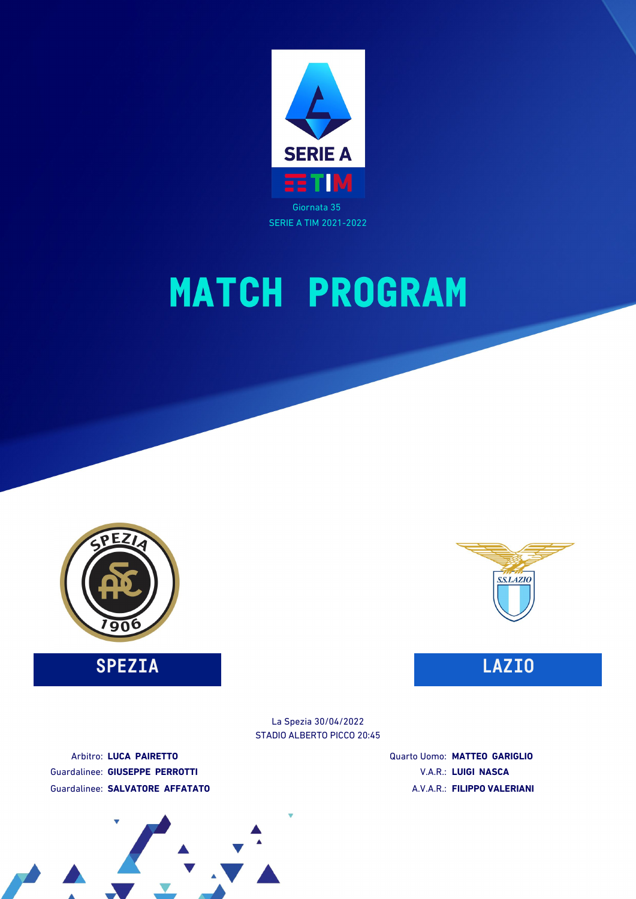SERIE A TIM

Giornata 35

SERIE A TIM 2021-2022

# MATCH PROGRAM

**SPEZIA** **LAZIO**

La Spezia 30/04/2022

STADIO ALBERTO PICCO 20:45

Arbitro: **LUCA PAIRETTO**

Guardalinee: **GIUSEPPE PERROTTI**

Guardalinee: **SALVATORE AFFATATO**

Quarto Uomo: **MATTEO GARIGLIO**

V.A.R.: **LUIGI NASCA**

A.V.A.R.: **FILIPPO VALERIANI**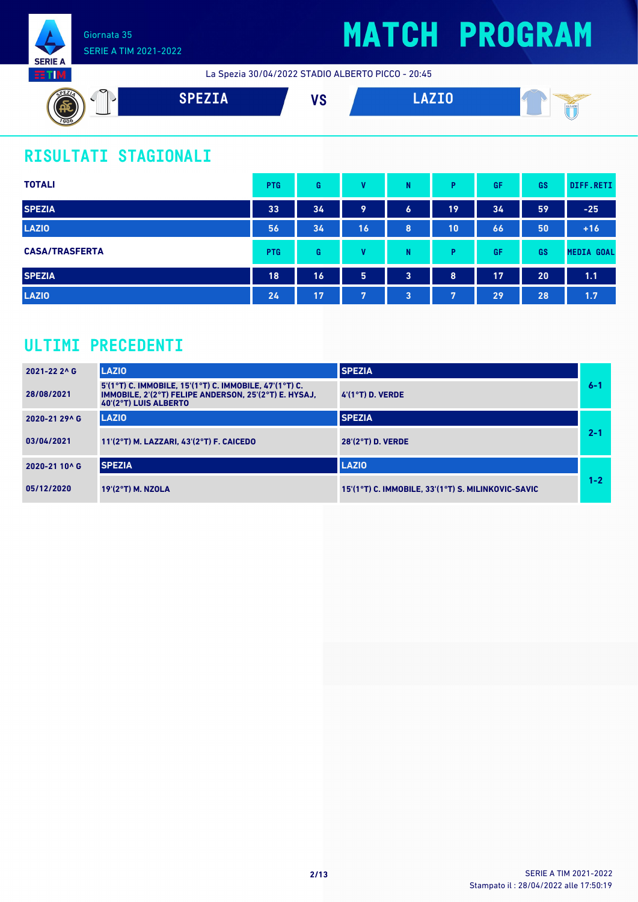Giornata 35
SERIE A TIM 2021-2022

# MATCH PROGRAM

La Spezia 30/04/2022 STADIO ALBERTO PICCO - 20:45

**SPEZIA** VS **LAZIO**

## RISULTATI STAGIONALI

| TOTALI | PTG | G | V | N | P | GF | GS | DIFF.RETI |
|---|---|---|---|---|---|---|---|---|
| SPEZIA | 33 | 34 | 9 | 6 | 19 | 34 | 59 | -25 |
| LAZIO | 56 | 34 | 16 | 8 | 10 | 66 | 50 | +16 |

| CASA/TRASFERTA | PTG | G | V | N | P | GF | GS | MEDIA GOAL |
|---|---|---|---|---|---|---|---|---|
| SPEZIA | 18 | 16 | 5 | 3 | 8 | 17 | 20 | 1.1 |
| LAZIO | 24 | 17 | 7 | 3 | 7 | 29 | 28 | 1.7 |

## ULTIMI PRECEDENTI

| | Casa | Trasferta | Risultato |
|---|---|---|---|
| 2021-22 2^ G | LAZIO | SPEZIA | 6-1 |
| 28/08/2021 | 5'(1°T) C. IMMOBILE, 15'(1°T) C. IMMOBILE, 47'(1°T) C. IMMOBILE, 2'(2°T) FELIPE ANDERSON, 25'(2°T) E. HYSAJ, 40'(2°T) LUIS ALBERTO | 4'(1°T) D. VERDE | |
| 2020-21 29^ G | LAZIO | SPEZIA | 2-1 |
| 03/04/2021 | 11'(2°T) M. LAZZARI, 43'(2°T) F. CAICEDO | 28'(2°T) D. VERDE | |
| 2020-21 10^ G | SPEZIA | LAZIO | 1-2 |
| 05/12/2020 | 19'(2°T) M. NZOLA | 15'(1°T) C. IMMOBILE, 33'(1°T) S. MILINKOVIC-SAVIC | |

SERIE A TIM 2021-2022
Stampato il : 28/04/2022 alle 17:50:19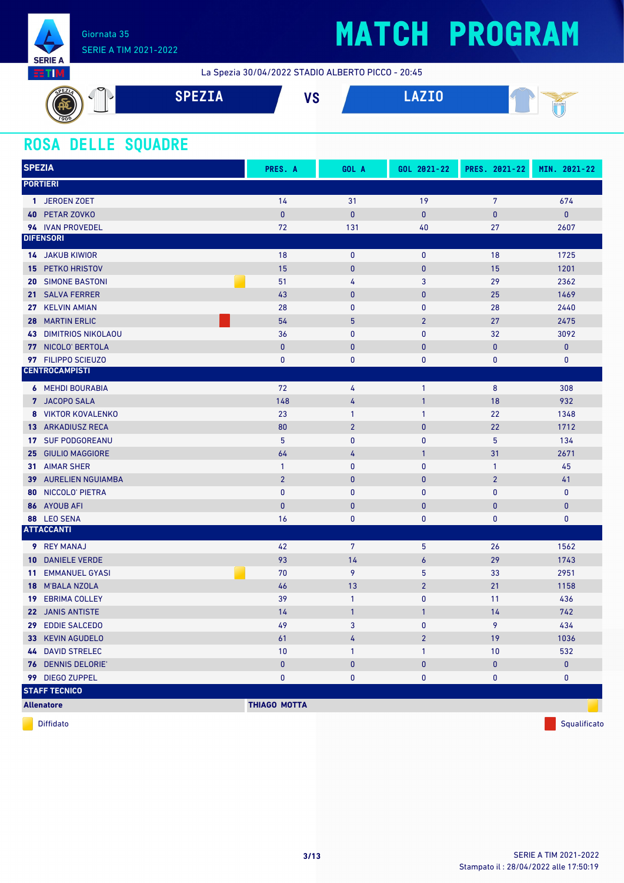Giornata 35

SERIE A TIM 2021-2022

# MATCH PROGRAM

La Spezia 30/04/2022 STADIO ALBERTO PICCO - 20:45

**SPEZIA** VS **LAZIO**

## ROSA DELLE SQUADRE

| SPEZIA | PRES. A | GOL A | GOL 2021-22 | PRES. 2021-22 | MIN. 2021-22 |
|---|---|---|---|---|---|
| **PORTIERI** | | | | | |
| 1 JEROEN ZOET | 14 | 31 | 19 | 7 | 674 |
| 40 PETAR ZOVKO | 0 | 0 | 0 | 0 | 0 |
| 94 IVAN PROVEDEL | 72 | 131 | 40 | 27 | 2607 |
| **DIFENSORI** | | | | | |
| 14 JAKUB KIWIOR | 18 | 0 | 0 | 18 | 1725 |
| 15 PETKO HRISTOV | 15 | 0 | 0 | 15 | 1201 |
| 20 SIMONE BASTONI (Diffidato) | 51 | 4 | 3 | 29 | 2362 |
| 21 SALVA FERRER | 43 | 0 | 0 | 25 | 1469 |
| 27 KELVIN AMIAN | 28 | 0 | 0 | 28 | 2440 |
| 28 MARTIN ERLIC (Squalificato) | 54 | 5 | 2 | 27 | 2475 |
| 43 DIMITRIOS NIKOLAOU | 36 | 0 | 0 | 32 | 3092 |
| 77 NICOLO' BERTOLA | 0 | 0 | 0 | 0 | 0 |
| 97 FILIPPO SCIEUZO | 0 | 0 | 0 | 0 | 0 |
| **CENTROCAMPISTI** | | | | | |
| 6 MEHDI BOURABIA | 72 | 4 | 1 | 8 | 308 |
| 7 JACOPO SALA | 148 | 4 | 1 | 18 | 932 |
| 8 VIKTOR KOVALENKO | 23 | 1 | 1 | 22 | 1348 |
| 13 ARKADIUSZ RECA | 80 | 2 | 0 | 22 | 1712 |
| 17 SUF PODGOREANU | 5 | 0 | 0 | 5 | 134 |
| 25 GIULIO MAGGIORE | 64 | 4 | 1 | 31 | 2671 |
| 31 AIMAR SHER | 1 | 0 | 0 | 1 | 45 |
| 39 AURELIEN NGUIAMBA | 2 | 0 | 0 | 2 | 41 |
| 80 NICCOLO' PIETRA | 0 | 0 | 0 | 0 | 0 |
| 86 AYOUB AFI | 0 | 0 | 0 | 0 | 0 |
| 88 LEO SENA | 16 | 0 | 0 | 0 | 0 |
| **ATTACCANTI** | | | | | |
| 9 REY MANAJ | 42 | 7 | 5 | 26 | 1562 |
| 10 DANIELE VERDE | 93 | 14 | 6 | 29 | 1743 |
| 11 EMMANUEL GYASI (Diffidato) | 70 | 9 | 5 | 33 | 2951 |
| 18 M'BALA NZOLA | 46 | 13 | 2 | 21 | 1158 |
| 19 EBRIMA COLLEY | 39 | 1 | 0 | 11 | 436 |
| 22 JANIS ANTISTE | 14 | 1 | 1 | 14 | 742 |
| 29 EDDIE SALCEDO | 49 | 3 | 0 | 9 | 434 |
| 33 KEVIN AGUDELO | 61 | 4 | 2 | 19 | 1036 |
| 44 DAVID STRELEC | 10 | 1 | 1 | 10 | 532 |
| 76 DENNIS DELORIE' | 0 | 0 | 0 | 0 | 0 |
| 99 DIEGO ZUPPEL | 0 | 0 | 0 | 0 | 0 |

**STAFF TECNICO**

| Allenatore | THIAGO MOTTA (Diffidato) |
|---|---|

Diffidato — Squalificato

Stampato il : 28/04/2022 alle 17:50:19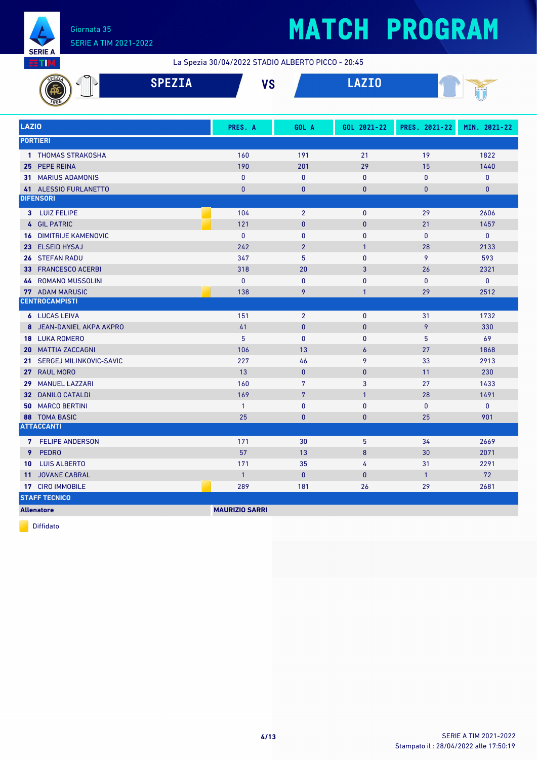# MATCH PROGRAM

Giornata 35
SERIE A TIM 2021-2022

La Spezia 30/04/2022 STADIO ALBERTO PICCO - 20:45

**SPEZIA** VS **LAZIO**

| LAZIO | PRES. A | GOL A | GOL 2021-22 | PRES. 2021-22 | MIN. 2021-22 |
|---|---|---|---|---|---|
| **PORTIERI** | | | | | |
| 1 THOMAS STRAKOSHA | 160 | 191 | 21 | 19 | 1822 |
| 25 PEPE REINA | 190 | 201 | 29 | 15 | 1440 |
| 31 MARIUS ADAMONIS | 0 | 0 | 0 | 0 | 0 |
| 41 ALESSIO FURLANETTO | 0 | 0 | 0 | 0 | 0 |
| **DIFENSORI** | | | | | |
| 3 LUIZ FELIPE (Diffidato) | 104 | 2 | 0 | 29 | 2606 |
| 4 GIL PATRIC (Diffidato) | 121 | 0 | 0 | 21 | 1457 |
| 16 DIMITRIJE KAMENOVIC | 0 | 0 | 0 | 0 | 0 |
| 23 ELSEID HYSAJ | 242 | 2 | 1 | 28 | 2133 |
| 26 STEFAN RADU | 347 | 5 | 0 | 9 | 593 |
| 33 FRANCESCO ACERBI | 318 | 20 | 3 | 26 | 2321 |
| 44 ROMANO MUSSOLINI | 0 | 0 | 0 | 0 | 0 |
| 77 ADAM MARUSIC (Diffidato) | 138 | 9 | 1 | 29 | 2512 |
| **CENTROCAMPISTI** | | | | | |
| 6 LUCAS LEIVA | 151 | 2 | 0 | 31 | 1732 |
| 8 JEAN-DANIEL AKPA AKPRO | 41 | 0 | 0 | 9 | 330 |
| 18 LUKA ROMERO | 5 | 0 | 0 | 5 | 69 |
| 20 MATTIA ZACCAGNI | 106 | 13 | 6 | 27 | 1868 |
| 21 SERGEJ MILINKOVIC-SAVIC | 227 | 46 | 9 | 33 | 2913 |
| 27 RAUL MORO | 13 | 0 | 0 | 11 | 230 |
| 29 MANUEL LAZZARI | 160 | 7 | 3 | 27 | 1433 |
| 32 DANILO CATALDI | 169 | 7 | 1 | 28 | 1491 |
| 50 MARCO BERTINI | 1 | 0 | 0 | 0 | 0 |
| 88 TOMA BASIC | 25 | 0 | 0 | 25 | 901 |
| **ATTACCANTI** | | | | | |
| 7 FELIPE ANDERSON | 171 | 30 | 5 | 34 | 2669 |
| 9 PEDRO | 57 | 13 | 8 | 30 | 2071 |
| 10 LUIS ALBERTO | 171 | 35 | 4 | 31 | 2291 |
| 11 JOVANE CABRAL | 1 | 0 | 0 | 1 | 72 |
| 17 CIRO IMMOBILE (Diffidato) | 289 | 181 | 26 | 29 | 2681 |
| **STAFF TECNICO** | | | | | |
| **Allenatore** | **MAURIZIO SARRI** | | | | |

Diffidato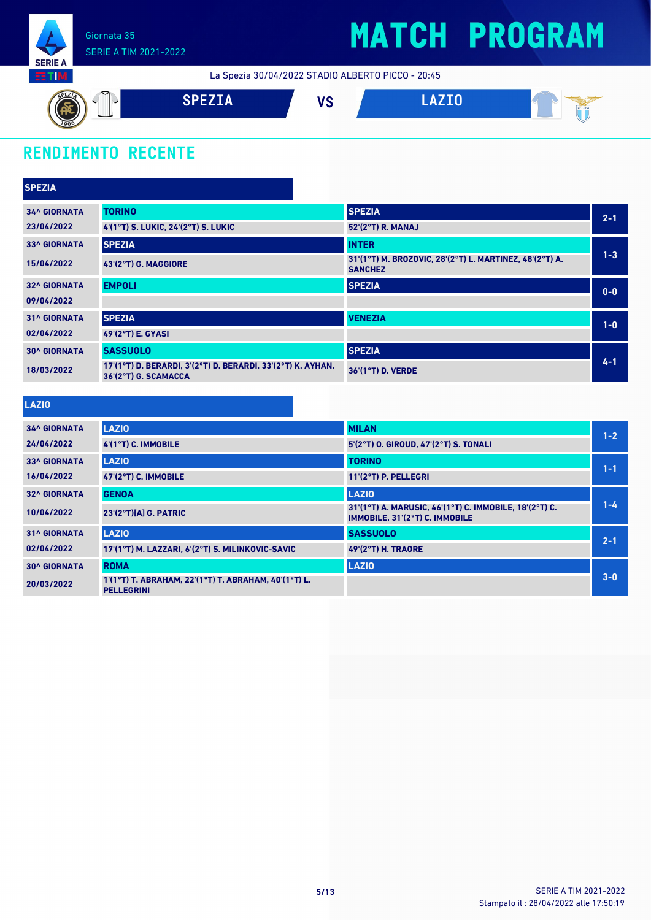# MATCH PROGRAM

Giornata 35
SERIE A TIM 2021-2022

La Spezia 30/04/2022 STADIO ALBERTO PICCO - 20:45

**SPEZIA** VS **LAZIO**

## RENDIMENTO RECENTE

### SPEZIA

| Giornata | Casa | Ospite | Risultato |
|---|---|---|---|
| 34^ GIORNATA 23/04/2022 | TORINO<br>4'(1°T) S. LUKIC, 24'(2°T) S. LUKIC | SPEZIA<br>52'(2°T) R. MANAJ | 2-1 |
| 33^ GIORNATA 15/04/2022 | SPEZIA<br>43'(2°T) G. MAGGIORE | INTER<br>31'(1°T) M. BROZOVIC, 28'(2°T) L. MARTINEZ, 48'(2°T) A. SANCHEZ | 1-3 |
| 32^ GIORNATA 09/04/2022 | EMPOLI | SPEZIA | 0-0 |
| 31^ GIORNATA 02/04/2022 | SPEZIA<br>49'(2°T) E. GYASI | VENEZIA | 1-0 |
| 30^ GIORNATA 18/03/2022 | SASSUOLO<br>17'(1°T) D. BERARDI, 3'(2°T) D. BERARDI, 33'(2°T) K. AYHAN, 36'(2°T) G. SCAMACCA | SPEZIA<br>36'(1°T) D. VERDE | 4-1 |

### LAZIO

| Giornata | Casa | Ospite | Risultato |
|---|---|---|---|
| 34^ GIORNATA 24/04/2022 | LAZIO<br>4'(1°T) C. IMMOBILE | MILAN<br>5'(2°T) O. GIROUD, 47'(2°T) S. TONALI | 1-2 |
| 33^ GIORNATA 16/04/2022 | LAZIO<br>47'(2°T) C. IMMOBILE | TORINO<br>11'(2°T) P. PELLEGRI | 1-1 |
| 32^ GIORNATA 10/04/2022 | GENOA<br>23'(2°T)[A] G. PATRIC | LAZIO<br>31'(1°T) A. MARUSIC, 46'(1°T) C. IMMOBILE, 18'(2°T) C. IMMOBILE, 31'(2°T) C. IMMOBILE | 1-4 |
| 31^ GIORNATA 02/04/2022 | LAZIO<br>17'(1°T) M. LAZZARI, 6'(2°T) S. MILINKOVIC-SAVIC | SASSUOLO<br>49'(2°T) H. TRAORE | 2-1 |
| 30^ GIORNATA 20/03/2022 | ROMA<br>1'(1°T) T. ABRAHAM, 22'(1°T) T. ABRAHAM, 40'(1°T) L. PELLEGRINI | LAZIO | 3-0 |

Stampato il : 28/04/2022 alle 17:50:19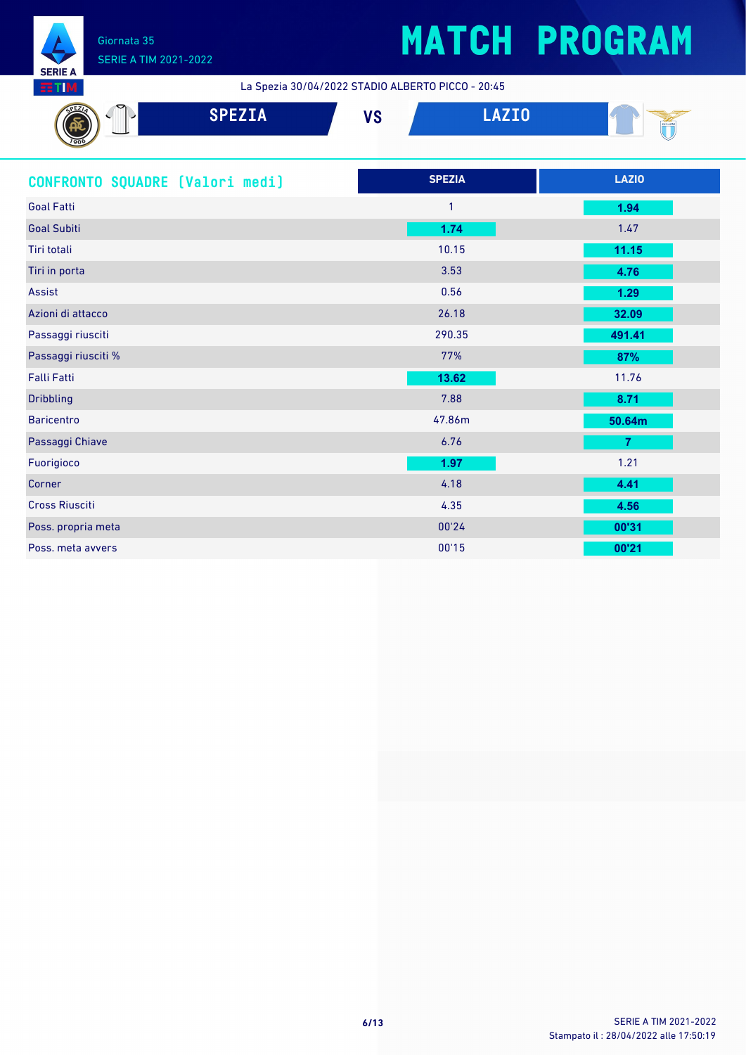# MATCH PROGRAM

Giornata 35
SERIE A TIM 2021-2022

La Spezia 30/04/2022 STADIO ALBERTO PICCO - 20:45

**SPEZIA** VS **LAZIO**

## CONFRONTO SQUADRE [Valori medi]

| | SPEZIA | LAZIO |
|---|---|---|
| Goal Fatti | 1 | **1.94** |
| Goal Subiti | **1.74** | 1.47 |
| Tiri totali | 10.15 | **11.15** |
| Tiri in porta | 3.53 | **4.76** |
| Assist | 0.56 | **1.29** |
| Azioni di attacco | 26.18 | **32.09** |
| Passaggi riusciti | 290.35 | **491.41** |
| Passaggi riusciti % | 77% | **87%** |
| Falli Fatti | **13.62** | 11.76 |
| Dribbling | 7.88 | **8.71** |
| Baricentro | 47.86m | **50.64m** |
| Passaggi Chiave | 6.76 | **7** |
| Fuorigioco | **1.97** | 1.21 |
| Corner | 4.18 | **4.41** |
| Cross Riusciti | 4.35 | **4.56** |
| Poss. propria meta | 00'24 | **00'31** |
| Poss. meta avvers | 00'15 | **00'21** |

SERIE A TIM 2021-2022
Stampato il : 28/04/2022 alle 17:50:19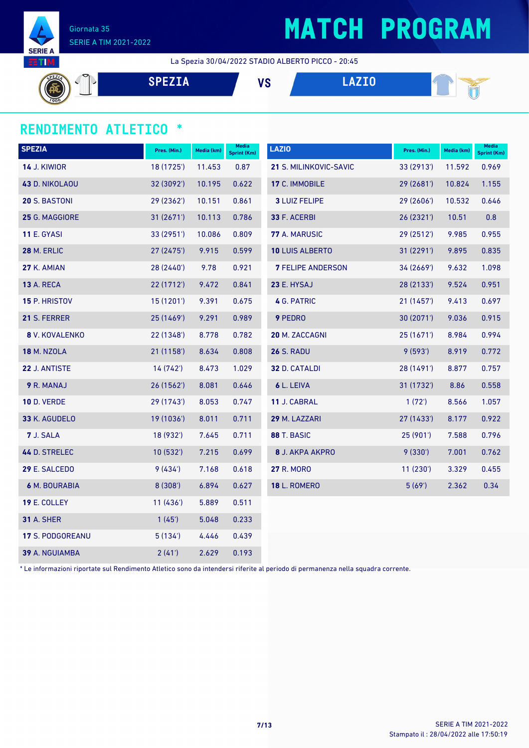Giornata 35
SERIE A TIM 2021-2022

# MATCH PROGRAM

La Spezia 30/04/2022 STADIO ALBERTO PICCO - 20:45

**SPEZIA** VS **LAZIO**

## RENDIMENTO ATLETICO *

| SPEZIA | Pres. (Min.) | Media (km) | Media Sprint (Km) |
|---|---|---|---|
| **14** J. KIWIOR | 18 (1725') | 11.453 | 0.87 |
| **43** D. NIKOLAOU | 32 (3092') | 10.195 | 0.622 |
| **20** S. BASTONI | 29 (2362') | 10.151 | 0.861 |
| **25** G. MAGGIORE | 31 (2671') | 10.113 | 0.786 |
| **11** E. GYASI | 33 (2951') | 10.086 | 0.809 |
| **28** M. ERLIC | 27 (2475') | 9.915 | 0.599 |
| **27** K. AMIAN | 28 (2440') | 9.78 | 0.921 |
| **13** A. RECA | 22 (1712') | 9.472 | 0.841 |
| **15** P. HRISTOV | 15 (1201') | 9.391 | 0.675 |
| **21** S. FERRER | 25 (1469') | 9.291 | 0.989 |
| **8** V. KOVALENKO | 22 (1348') | 8.778 | 0.782 |
| **18** M. NZOLA | 21 (1158') | 8.634 | 0.808 |
| **22** J. ANTISTE | 14 (742') | 8.473 | 1.029 |
| **9** R. MANAJ | 26 (1562') | 8.081 | 0.646 |
| **10** D. VERDE | 29 (1743') | 8.053 | 0.747 |
| **33** K. AGUDELO | 19 (1036') | 8.011 | 0.711 |
| **7** J. SALA | 18 (932') | 7.645 | 0.711 |
| **44** D. STRELEC | 10 (532') | 7.215 | 0.699 |
| **29** E. SALCEDO | 9 (434') | 7.168 | 0.618 |
| **6** M. BOURABIA | 8 (308') | 6.894 | 0.627 |
| **19** E. COLLEY | 11 (436') | 5.889 | 0.511 |
| **31** A. SHER | 1 (45') | 5.048 | 0.233 |
| **17** S. PODGOREANU | 5 (134') | 4.446 | 0.439 |
| **39** A. NGUIAMBA | 2 (41') | 2.629 | 0.193 |

| LAZIO | Pres. (Min.) | Media (km) | Media Sprint (Km) |
|---|---|---|---|
| **21** S. MILINKOVIC-SAVIC | 33 (2913') | 11.592 | 0.969 |
| **17** C. IMMOBILE | 29 (2681') | 10.824 | 1.155 |
| **3** LUIZ FELIPE | 29 (2606') | 10.532 | 0.646 |
| **33** F. ACERBI | 26 (2321') | 10.51 | 0.8 |
| **77** A. MARUSIC | 29 (2512') | 9.985 | 0.955 |
| **10** LUIS ALBERTO | 31 (2291') | 9.895 | 0.835 |
| **7** FELIPE ANDERSON | 34 (2669') | 9.632 | 1.098 |
| **23** E. HYSAJ | 28 (2133') | 9.524 | 0.951 |
| **4** G. PATRIC | 21 (1457') | 9.413 | 0.697 |
| **9** PEDRO | 30 (2071') | 9.036 | 0.915 |
| **20** M. ZACCAGNI | 25 (1671') | 8.984 | 0.994 |
| **26** S. RADU | 9 (593') | 8.919 | 0.772 |
| **32** D. CATALDI | 28 (1491') | 8.877 | 0.757 |
| **6** L. LEIVA | 31 (1732') | 8.86 | 0.558 |
| **11** J. CABRAL | 1 (72') | 8.566 | 1.057 |
| **29** M. LAZZARI | 27 (1433') | 8.177 | 0.922 |
| **88** T. BASIC | 25 (901') | 7.588 | 0.796 |
| **8** J. AKPA AKPRO | 9 (330') | 7.001 | 0.762 |
| **27** R. MORO | 11 (230') | 3.329 | 0.455 |
| **18** L. ROMERO | 5 (69') | 2.362 | 0.34 |

* Le informazioni riportate sul Rendimento Atletico sono da intendersi riferite al periodo di permanenza nella squadra corrente.

Stampato il : 28/04/2022 alle 17:50:19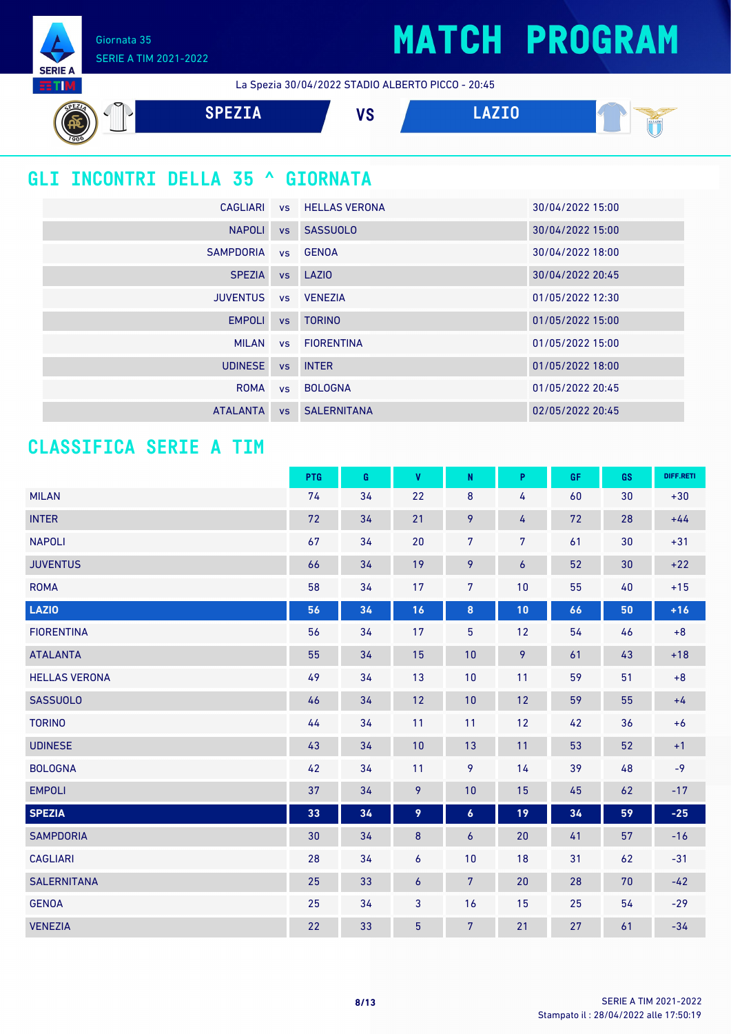Giornata 35
SERIE A TIM 2021-2022

# MATCH PROGRAM

La Spezia 30/04/2022 STADIO ALBERTO PICCO - 20:45

**SPEZIA** VS **LAZIO**

## GLI INCONTRI DELLA 35 ^ GIORNATA

| | | | |
|---|---|---|---|
| CAGLIARI | vs | HELLAS VERONA | 30/04/2022 15:00 |
| NAPOLI | vs | SASSUOLO | 30/04/2022 15:00 |
| SAMPDORIA | vs | GENOA | 30/04/2022 18:00 |
| SPEZIA | vs | LAZIO | 30/04/2022 20:45 |
| JUVENTUS | vs | VENEZIA | 01/05/2022 12:30 |
| EMPOLI | vs | TORINO | 01/05/2022 15:00 |
| MILAN | vs | FIORENTINA | 01/05/2022 15:00 |
| UDINESE | vs | INTER | 01/05/2022 18:00 |
| ROMA | vs | BOLOGNA | 01/05/2022 20:45 |
| ATALANTA | vs | SALERNITANA | 02/05/2022 20:45 |

## CLASSIFICA SERIE A TIM

| | PTG | G | V | N | P | GF | GS | DIFF.RETI |
|---|---|---|---|---|---|---|---|---|
| MILAN | 74 | 34 | 22 | 8 | 4 | 60 | 30 | +30 |
| INTER | 72 | 34 | 21 | 9 | 4 | 72 | 28 | +44 |
| NAPOLI | 67 | 34 | 20 | 7 | 7 | 61 | 30 | +31 |
| JUVENTUS | 66 | 34 | 19 | 9 | 6 | 52 | 30 | +22 |
| ROMA | 58 | 34 | 17 | 7 | 10 | 55 | 40 | +15 |
| **LAZIO** | **56** | **34** | **16** | **8** | **10** | **66** | **50** | **+16** |
| FIORENTINA | 56 | 34 | 17 | 5 | 12 | 54 | 46 | +8 |
| ATALANTA | 55 | 34 | 15 | 10 | 9 | 61 | 43 | +18 |
| HELLAS VERONA | 49 | 34 | 13 | 10 | 11 | 59 | 51 | +8 |
| SASSUOLO | 46 | 34 | 12 | 10 | 12 | 59 | 55 | +4 |
| TORINO | 44 | 34 | 11 | 11 | 12 | 42 | 36 | +6 |
| UDINESE | 43 | 34 | 10 | 13 | 11 | 53 | 52 | +1 |
| BOLOGNA | 42 | 34 | 11 | 9 | 14 | 39 | 48 | -9 |
| EMPOLI | 37 | 34 | 9 | 10 | 15 | 45 | 62 | -17 |
| **SPEZIA** | **33** | **34** | **9** | **6** | **19** | **34** | **59** | **-25** |
| SAMPDORIA | 30 | 34 | 8 | 6 | 20 | 41 | 57 | -16 |
| CAGLIARI | 28 | 34 | 6 | 10 | 18 | 31 | 62 | -31 |
| SALERNITANA | 25 | 33 | 6 | 7 | 20 | 28 | 70 | -42 |
| GENOA | 25 | 34 | 3 | 16 | 15 | 25 | 54 | -29 |
| VENEZIA | 22 | 33 | 5 | 7 | 21 | 27 | 61 | -34 |

Stampato il : 28/04/2022 alle 17:50:19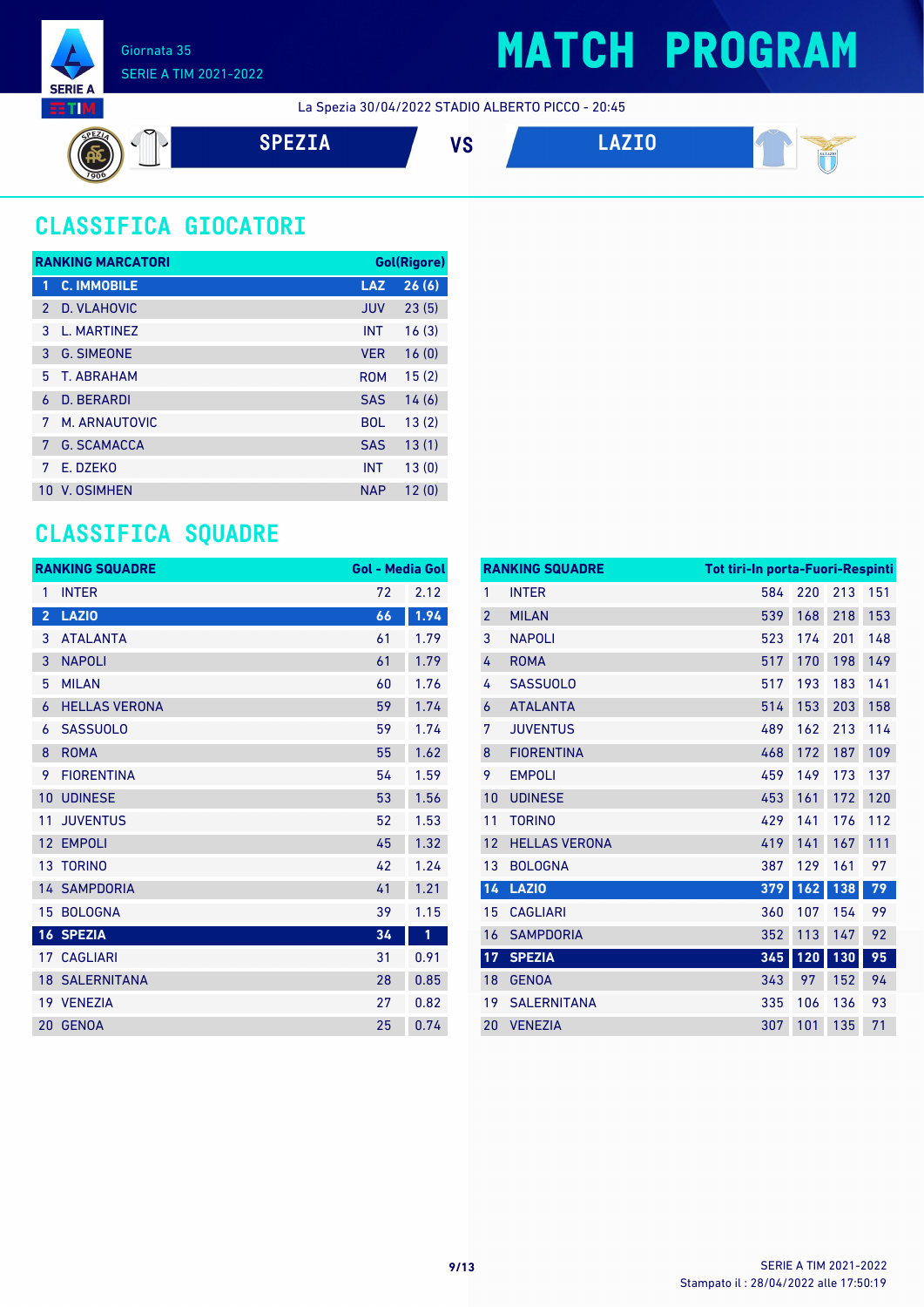Giornata 35
SERIE A TIM 2021-2022

# MATCH PROGRAM

La Spezia 30/04/2022 STADIO ALBERTO PICCO - 20:45

**SPEZIA** VS **LAZIO**

## CLASSIFICA GIOCATORI

| RANKING MARCATORI | | | Gol(Rigore) |
|---|---|---|---|
| 1 | C. IMMOBILE | LAZ | 26 (6) |
| 2 | D. VLAHOVIC | JUV | 23 (5) |
| 3 | L. MARTINEZ | INT | 16 (3) |
| 3 | G. SIMEONE | VER | 16 (0) |
| 5 | T. ABRAHAM | ROM | 15 (2) |
| 6 | D. BERARDI | SAS | 14 (6) |
| 7 | M. ARNAUTOVIC | BOL | 13 (2) |
| 7 | G. SCAMACCA | SAS | 13 (1) |
| 7 | E. DZEKO | INT | 13 (0) |
| 10 | V. OSIMHEN | NAP | 12 (0) |

## CLASSIFICA SQUADRE

| RANKING SQUADRE | | Gol | Media Gol |
|---|---|---|---|
| 1 | INTER | 72 | 2.12 |
| 2 | LAZIO | 66 | 1.94 |
| 3 | ATALANTA | 61 | 1.79 |
| 3 | NAPOLI | 61 | 1.79 |
| 5 | MILAN | 60 | 1.76 |
| 6 | HELLAS VERONA | 59 | 1.74 |
| 6 | SASSUOLO | 59 | 1.74 |
| 8 | ROMA | 55 | 1.62 |
| 9 | FIORENTINA | 54 | 1.59 |
| 10 | UDINESE | 53 | 1.56 |
| 11 | JUVENTUS | 52 | 1.53 |
| 12 | EMPOLI | 45 | 1.32 |
| 13 | TORINO | 42 | 1.24 |
| 14 | SAMPDORIA | 41 | 1.21 |
| 15 | BOLOGNA | 39 | 1.15 |
| 16 | SPEZIA | 34 | 1 |
| 17 | CAGLIARI | 31 | 0.91 |
| 18 | SALERNITANA | 28 | 0.85 |
| 19 | VENEZIA | 27 | 0.82 |
| 20 | GENOA | 25 | 0.74 |

| RANKING SQUADRE | | Tot tiri | In porta | Fuori | Respinti |
|---|---|---|---|---|---|
| 1 | INTER | 584 | 220 | 213 | 151 |
| 2 | MILAN | 539 | 168 | 218 | 153 |
| 3 | NAPOLI | 523 | 174 | 201 | 148 |
| 4 | ROMA | 517 | 170 | 198 | 149 |
| 4 | SASSUOLO | 517 | 193 | 183 | 141 |
| 6 | ATALANTA | 514 | 153 | 203 | 158 |
| 7 | JUVENTUS | 489 | 162 | 213 | 114 |
| 8 | FIORENTINA | 468 | 172 | 187 | 109 |
| 9 | EMPOLI | 459 | 149 | 173 | 137 |
| 10 | UDINESE | 453 | 161 | 172 | 120 |
| 11 | TORINO | 429 | 141 | 176 | 112 |
| 12 | HELLAS VERONA | 419 | 141 | 167 | 111 |
| 13 | BOLOGNA | 387 | 129 | 161 | 97 |
| 14 | LAZIO | 379 | 162 | 138 | 79 |
| 15 | CAGLIARI | 360 | 107 | 154 | 99 |
| 16 | SAMPDORIA | 352 | 113 | 147 | 92 |
| 17 | SPEZIA | 345 | 120 | 130 | 95 |
| 18 | GENOA | 343 | 97 | 152 | 94 |
| 19 | SALERNITANA | 335 | 106 | 136 | 93 |
| 20 | VENEZIA | 307 | 101 | 135 | 71 |

Stampato il : 28/04/2022 alle 17:50:19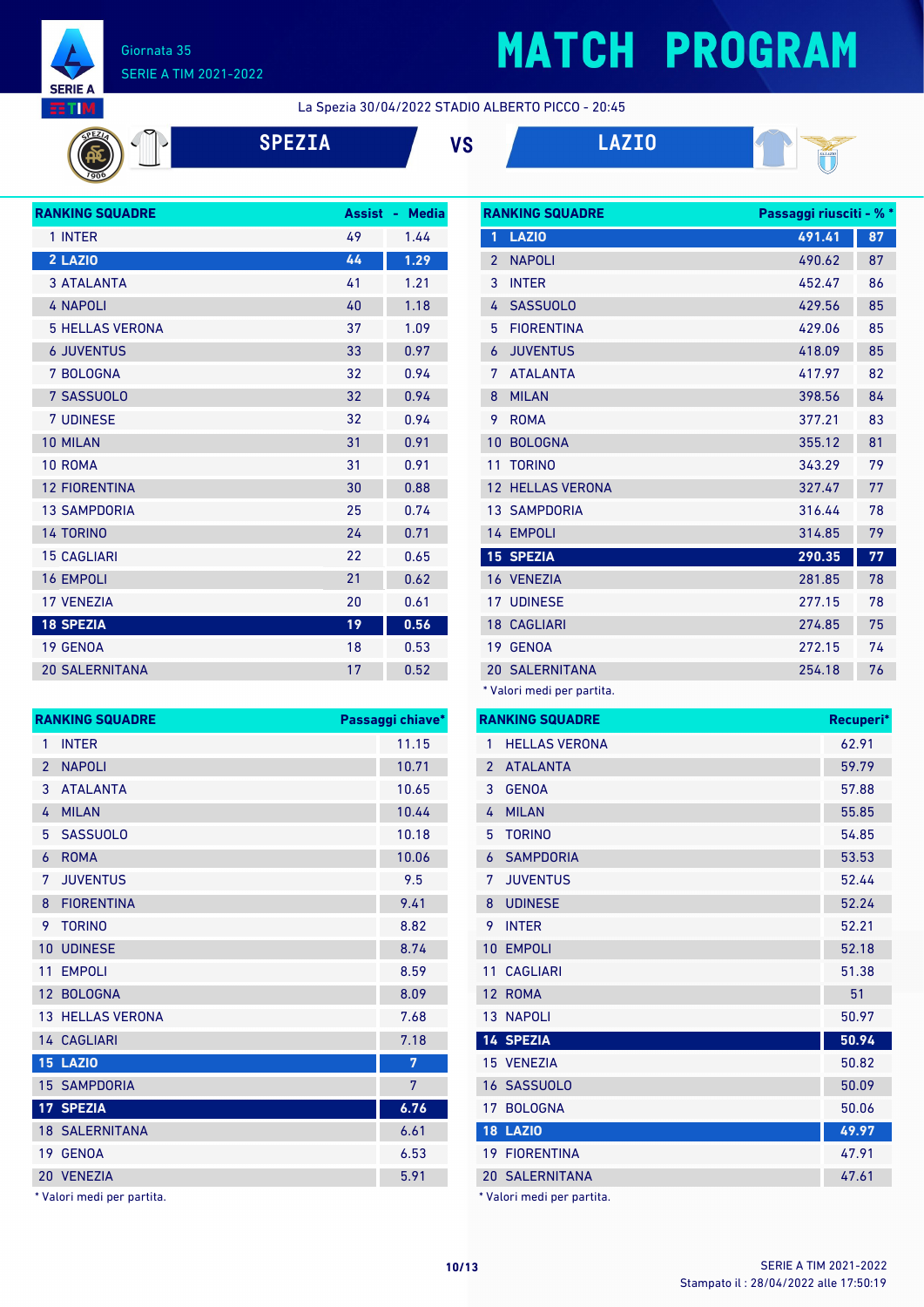# MATCH PROGRAM

Giornata 35
SERIE A TIM 2021-2022

La Spezia 30/04/2022 STADIO ALBERTO PICCO - 20:45

**SPEZIA** VS **LAZIO**

| RANKING SQUADRE | Assist | Media |
|---|---|---|
| 1 INTER | 49 | 1.44 |
| 2 LAZIO | 44 | 1.29 |
| 3 ATALANTA | 41 | 1.21 |
| 4 NAPOLI | 40 | 1.18 |
| 5 HELLAS VERONA | 37 | 1.09 |
| 6 JUVENTUS | 33 | 0.97 |
| 7 BOLOGNA | 32 | 0.94 |
| 7 SASSUOLO | 32 | 0.94 |
| 7 UDINESE | 32 | 0.94 |
| 10 MILAN | 31 | 0.91 |
| 10 ROMA | 31 | 0.91 |
| 12 FIORENTINA | 30 | 0.88 |
| 13 SAMPDORIA | 25 | 0.74 |
| 14 TORINO | 24 | 0.71 |
| 15 CAGLIARI | 22 | 0.65 |
| 16 EMPOLI | 21 | 0.62 |
| 17 VENEZIA | 20 | 0.61 |
| 18 SPEZIA | 19 | 0.56 |
| 19 GENOA | 18 | 0.53 |
| 20 SALERNITANA | 17 | 0.52 |

| RANKING SQUADRE | Passaggi riusciti* | %* |
|---|---|---|
| 1 LAZIO | 491.41 | 87 |
| 2 NAPOLI | 490.62 | 87 |
| 3 INTER | 452.47 | 86 |
| 4 SASSUOLO | 429.56 | 85 |
| 5 FIORENTINA | 429.06 | 85 |
| 6 JUVENTUS | 418.09 | 85 |
| 7 ATALANTA | 417.97 | 82 |
| 8 MILAN | 398.56 | 84 |
| 9 ROMA | 377.21 | 83 |
| 10 BOLOGNA | 355.12 | 81 |
| 11 TORINO | 343.29 | 79 |
| 12 HELLAS VERONA | 327.47 | 77 |
| 13 SAMPDORIA | 316.44 | 78 |
| 14 EMPOLI | 314.85 | 79 |
| 15 SPEZIA | 290.35 | 77 |
| 16 VENEZIA | 281.85 | 78 |
| 17 UDINESE | 277.15 | 78 |
| 18 CAGLIARI | 274.85 | 75 |
| 19 GENOA | 272.15 | 74 |
| 20 SALERNITANA | 254.18 | 76 |

* Valori medi per partita.

| RANKING SQUADRE | Passaggi chiave* |
|---|---|
| 1 INTER | 11.15 |
| 2 NAPOLI | 10.71 |
| 3 ATALANTA | 10.65 |
| 4 MILAN | 10.44 |
| 5 SASSUOLO | 10.18 |
| 6 ROMA | 10.06 |
| 7 JUVENTUS | 9.5 |
| 8 FIORENTINA | 9.41 |
| 9 TORINO | 8.82 |
| 10 UDINESE | 8.74 |
| 11 EMPOLI | 8.59 |
| 12 BOLOGNA | 8.09 |
| 13 HELLAS VERONA | 7.68 |
| 14 CAGLIARI | 7.18 |
| 15 LAZIO | 7 |
| 15 SAMPDORIA | 7 |
| 17 SPEZIA | 6.76 |
| 18 SALERNITANA | 6.61 |
| 19 GENOA | 6.53 |
| 20 VENEZIA | 5.91 |

* Valori medi per partita.

| RANKING SQUADRE | Recuperi* |
|---|---|
| 1 HELLAS VERONA | 62.91 |
| 2 ATALANTA | 59.79 |
| 3 GENOA | 57.88 |
| 4 MILAN | 55.85 |
| 5 TORINO | 54.85 |
| 6 SAMPDORIA | 53.53 |
| 7 JUVENTUS | 52.44 |
| 8 UDINESE | 52.24 |
| 9 INTER | 52.21 |
| 10 EMPOLI | 52.18 |
| 11 CAGLIARI | 51.38 |
| 12 ROMA | 51 |
| 13 NAPOLI | 50.97 |
| 14 SPEZIA | 50.94 |
| 15 VENEZIA | 50.82 |
| 16 SASSUOLO | 50.09 |
| 17 BOLOGNA | 50.06 |
| 18 LAZIO | 49.97 |
| 19 FIORENTINA | 47.91 |
| 20 SALERNITANA | 47.61 |

* Valori medi per partita.

Stampato il : 28/04/2022 alle 17:50:19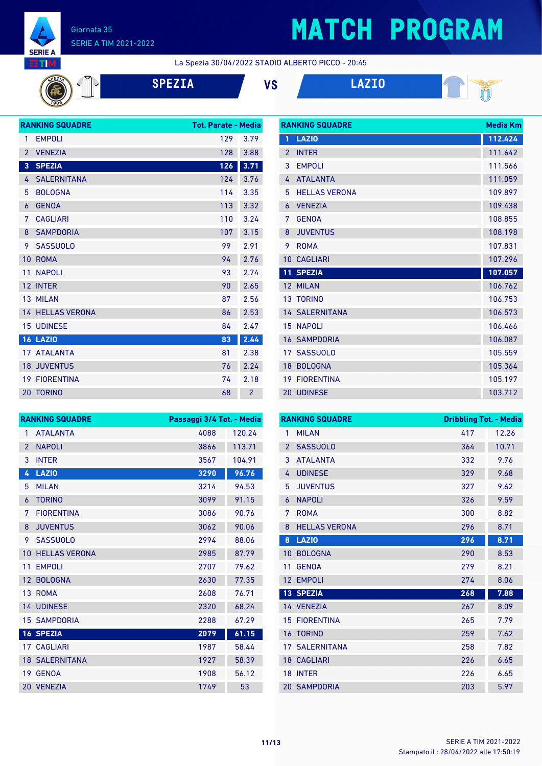Giornata 35
SERIE A TIM 2021-2022

# MATCH PROGRAM

La Spezia 30/04/2022 STADIO ALBERTO PICCO - 20:45

**SPEZIA** VS **LAZIO**

| RANKING SQUADRE | | Tot. Parate | Media |
|---|---|---|---|
| 1 | EMPOLI | 129 | 3.79 |
| 2 | VENEZIA | 128 | 3.88 |
| 3 | **SPEZIA** | **126** | **3.71** |
| 4 | SALERNITANA | 124 | 3.76 |
| 5 | BOLOGNA | 114 | 3.35 |
| 6 | GENOA | 113 | 3.32 |
| 7 | CAGLIARI | 110 | 3.24 |
| 8 | SAMPDORIA | 107 | 3.15 |
| 9 | SASSUOLO | 99 | 2.91 |
| 10 | ROMA | 94 | 2.76 |
| 11 | NAPOLI | 93 | 2.74 |
| 12 | INTER | 90 | 2.65 |
| 13 | MILAN | 87 | 2.56 |
| 14 | HELLAS VERONA | 86 | 2.53 |
| 15 | UDINESE | 84 | 2.47 |
| 16 | **LAZIO** | **83** | **2.44** |
| 17 | ATALANTA | 81 | 2.38 |
| 18 | JUVENTUS | 76 | 2.24 |
| 19 | FIORENTINA | 74 | 2.18 |
| 20 | TORINO | 68 | 2 |

| RANKING SQUADRE | | Media Km |
|---|---|---|
| 1 | **LAZIO** | **112.424** |
| 2 | INTER | 111.642 |
| 3 | EMPOLI | 111.566 |
| 4 | ATALANTA | 111.059 |
| 5 | HELLAS VERONA | 109.897 |
| 6 | VENEZIA | 109.438 |
| 7 | GENOA | 108.855 |
| 8 | JUVENTUS | 108.198 |
| 9 | ROMA | 107.831 |
| 10 | CAGLIARI | 107.296 |
| 11 | **SPEZIA** | **107.057** |
| 12 | MILAN | 106.762 |
| 13 | TORINO | 106.753 |
| 14 | SALERNITANA | 106.573 |
| 15 | NAPOLI | 106.466 |
| 16 | SAMPDORIA | 106.087 |
| 17 | SASSUOLO | 105.559 |
| 18 | BOLOGNA | 105.364 |
| 19 | FIORENTINA | 105.197 |
| 20 | UDINESE | 103.712 |

| RANKING SQUADRE | | Passaggi 3/4 Tot. | Media |
|---|---|---|---|
| 1 | ATALANTA | 4088 | 120.24 |
| 2 | NAPOLI | 3866 | 113.71 |
| 3 | INTER | 3567 | 104.91 |
| 4 | **LAZIO** | **3290** | **96.76** |
| 5 | MILAN | 3214 | 94.53 |
| 6 | TORINO | 3099 | 91.15 |
| 7 | FIORENTINA | 3086 | 90.76 |
| 8 | JUVENTUS | 3062 | 90.06 |
| 9 | SASSUOLO | 2994 | 88.06 |
| 10 | HELLAS VERONA | 2985 | 87.79 |
| 11 | EMPOLI | 2707 | 79.62 |
| 12 | BOLOGNA | 2630 | 77.35 |
| 13 | ROMA | 2608 | 76.71 |
| 14 | UDINESE | 2320 | 68.24 |
| 15 | SAMPDORIA | 2288 | 67.29 |
| 16 | **SPEZIA** | **2079** | **61.15** |
| 17 | CAGLIARI | 1987 | 58.44 |
| 18 | SALERNITANA | 1927 | 58.39 |
| 19 | GENOA | 1908 | 56.12 |
| 20 | VENEZIA | 1749 | 53 |

| RANKING SQUADRE | | Dribbling Tot. | Media |
|---|---|---|---|
| 1 | MILAN | 417 | 12.26 |
| 2 | SASSUOLO | 364 | 10.71 |
| 3 | ATALANTA | 332 | 9.76 |
| 4 | UDINESE | 329 | 9.68 |
| 5 | JUVENTUS | 327 | 9.62 |
| 6 | NAPOLI | 326 | 9.59 |
| 7 | ROMA | 300 | 8.82 |
| 8 | HELLAS VERONA | 296 | 8.71 |
| 8 | **LAZIO** | **296** | **8.71** |
| 10 | BOLOGNA | 290 | 8.53 |
| 11 | GENOA | 279 | 8.21 |
| 12 | EMPOLI | 274 | 8.06 |
| 13 | **SPEZIA** | **268** | **7.88** |
| 14 | VENEZIA | 267 | 8.09 |
| 15 | FIORENTINA | 265 | 7.79 |
| 16 | TORINO | 259 | 7.62 |
| 17 | SALERNITANA | 258 | 7.82 |
| 18 | CAGLIARI | 226 | 6.65 |
| 18 | INTER | 226 | 6.65 |
| 20 | SAMPDORIA | 203 | 5.97 |

Stampato il : 28/04/2022 alle 17:50:19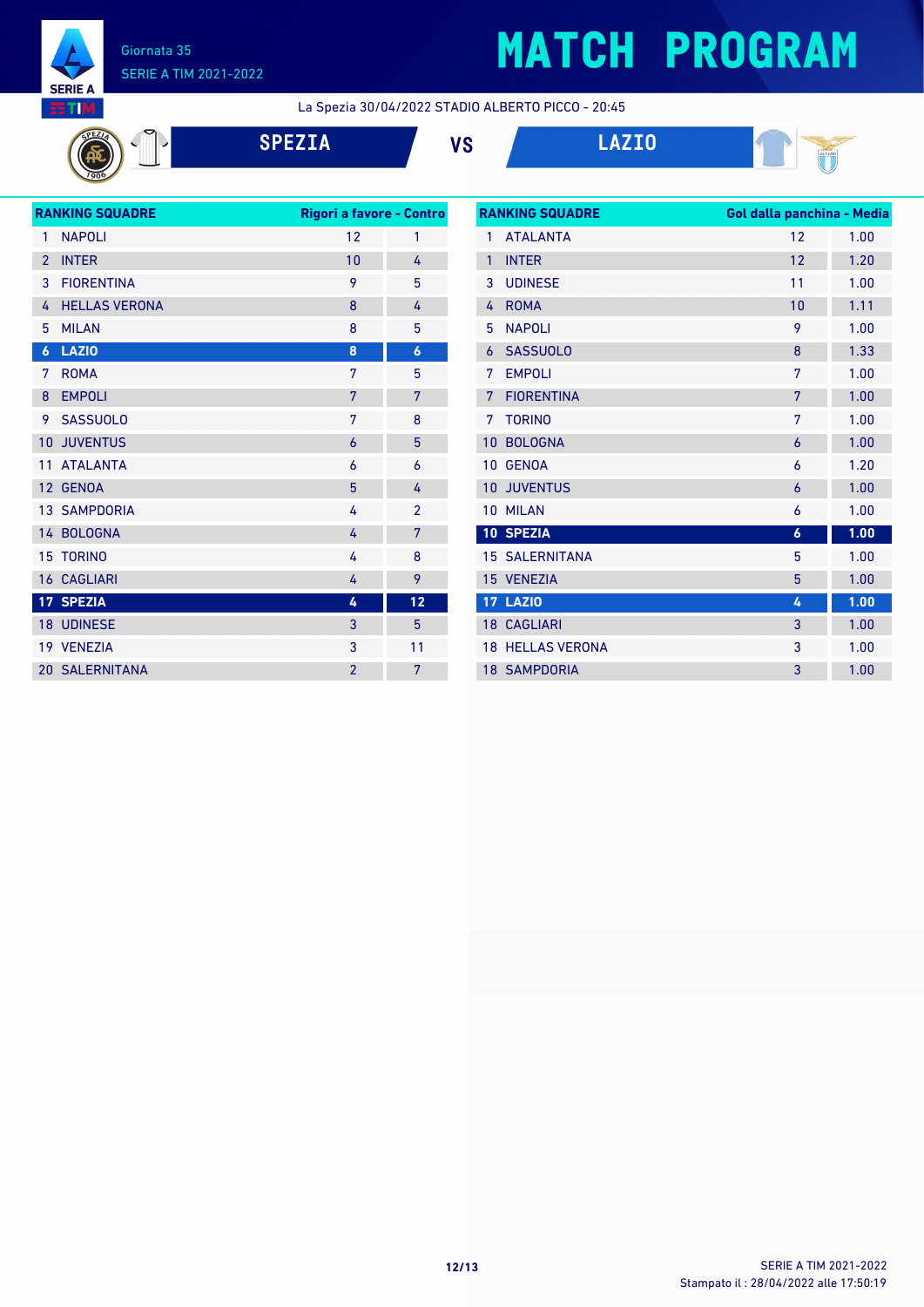# MATCH PROGRAM

Giornata 35
SERIE A TIM 2021-2022

La Spezia 30/04/2022 STADIO ALBERTO PICCO - 20:45

## SPEZIA VS LAZIO

| RANKING SQUADRE | | Rigori a favore | Contro |
|---|---|---|---|
| 1 | NAPOLI | 12 | 1 |
| 2 | INTER | 10 | 4 |
| 3 | FIORENTINA | 9 | 5 |
| 4 | HELLAS VERONA | 8 | 4 |
| 5 | MILAN | 8 | 5 |
| **6** | **LAZIO** | **8** | **6** |
| 7 | ROMA | 7 | 5 |
| 8 | EMPOLI | 7 | 7 |
| 9 | SASSUOLO | 7 | 8 |
| 10 | JUVENTUS | 6 | 5 |
| 11 | ATALANTA | 6 | 6 |
| 12 | GENOA | 5 | 4 |
| 13 | SAMPDORIA | 4 | 2 |
| 14 | BOLOGNA | 4 | 7 |
| 15 | TORINO | 4 | 8 |
| 16 | CAGLIARI | 4 | 9 |
| **17** | **SPEZIA** | **4** | **12** |
| 18 | UDINESE | 3 | 5 |
| 19 | VENEZIA | 3 | 11 |
| 20 | SALERNITANA | 2 | 7 |

| RANKING SQUADRE | | Gol dalla panchina | Media |
|---|---|---|---|
| 1 | ATALANTA | 12 | 1.00 |
| 1 | INTER | 12 | 1.20 |
| 3 | UDINESE | 11 | 1.00 |
| 4 | ROMA | 10 | 1.11 |
| 5 | NAPOLI | 9 | 1.00 |
| 6 | SASSUOLO | 8 | 1.33 |
| 7 | EMPOLI | 7 | 1.00 |
| 7 | FIORENTINA | 7 | 1.00 |
| 7 | TORINO | 7 | 1.00 |
| 10 | BOLOGNA | 6 | 1.00 |
| 10 | GENOA | 6 | 1.20 |
| 10 | JUVENTUS | 6 | 1.00 |
| 10 | MILAN | 6 | 1.00 |
| **10** | **SPEZIA** | **6** | **1.00** |
| 15 | SALERNITANA | 5 | 1.00 |
| 15 | VENEZIA | 5 | 1.00 |
| **17** | **LAZIO** | **4** | **1.00** |
| 18 | CAGLIARI | 3 | 1.00 |
| 18 | HELLAS VERONA | 3 | 1.00 |
| 18 | SAMPDORIA | 3 | 1.00 |

SERIE A TIM 2021-2022
Stampato il : 28/04/2022 alle 17:50:19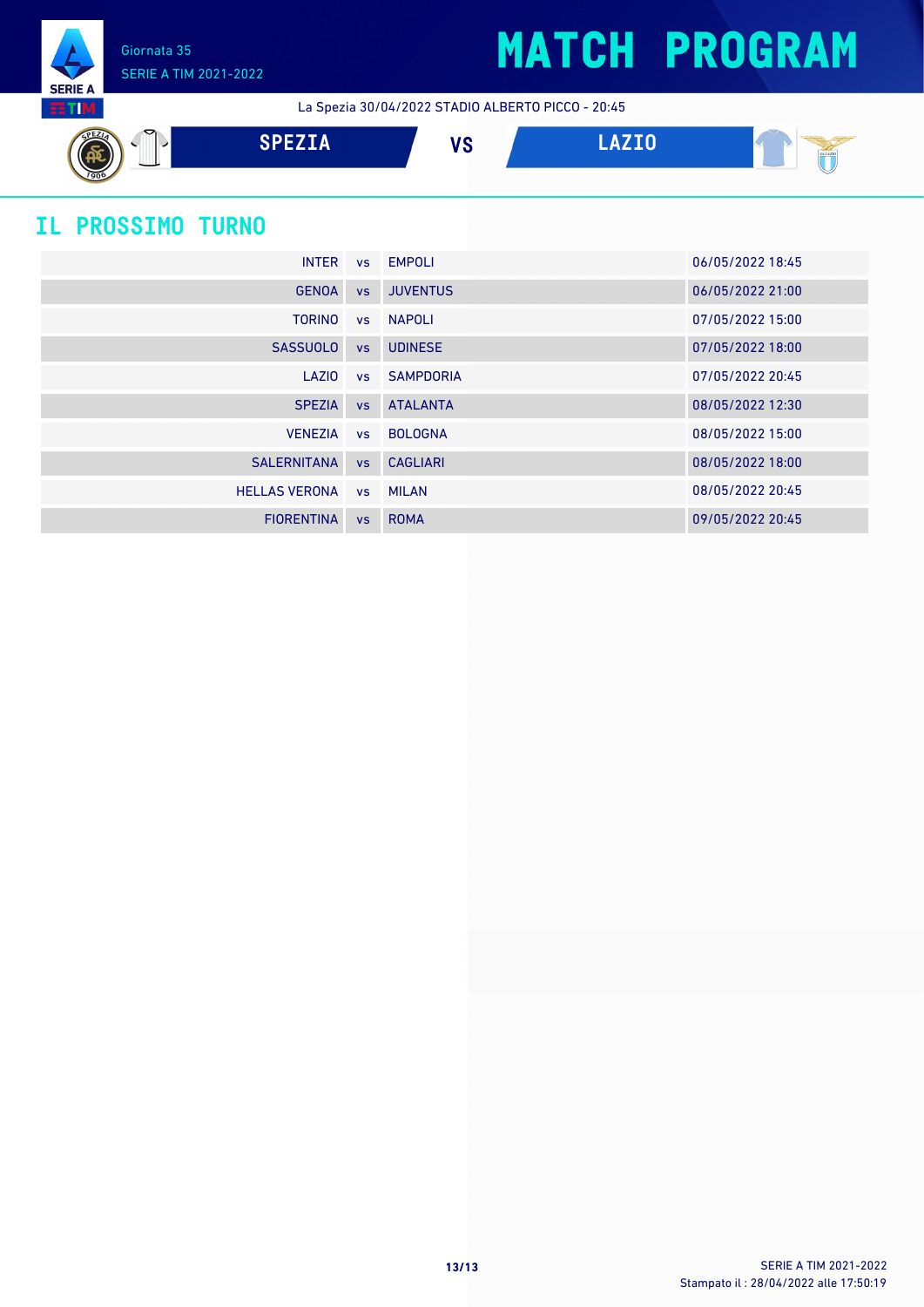Giornata 35
SERIE A TIM 2021-2022

# MATCH PROGRAM

La Spezia 30/04/2022 STADIO ALBERTO PICCO - 20:45

SPEZIA VS LAZIO

## IL PROSSIMO TURNO

| | | | |
|---|---|---|---|
| INTER | vs | EMPOLI | 06/05/2022 18:45 |
| GENOA | vs | JUVENTUS | 06/05/2022 21:00 |
| TORINO | vs | NAPOLI | 07/05/2022 15:00 |
| SASSUOLO | vs | UDINESE | 07/05/2022 18:00 |
| LAZIO | vs | SAMPDORIA | 07/05/2022 20:45 |
| SPEZIA | vs | ATALANTA | 08/05/2022 12:30 |
| VENEZIA | vs | BOLOGNA | 08/05/2022 15:00 |
| SALERNITANA | vs | CAGLIARI | 08/05/2022 18:00 |
| HELLAS VERONA | vs | MILAN | 08/05/2022 20:45 |
| FIORENTINA | vs | ROMA | 09/05/2022 20:45 |

SERIE A TIM 2021-2022
Stampato il : 28/04/2022 alle 17:50:19